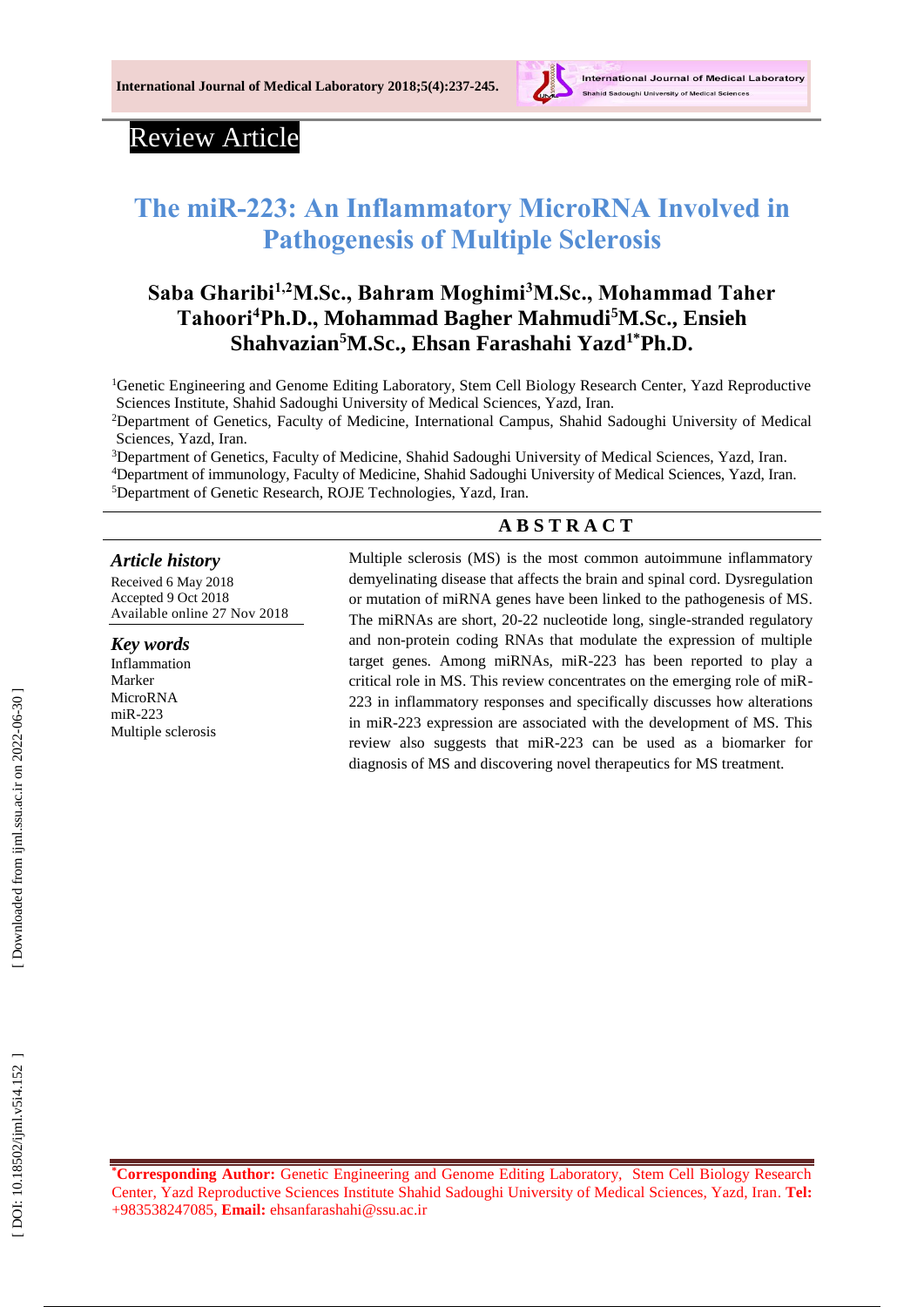Review Article

# The miR-223: An Inflammatory MicroRNA Involved in Pathogenesis of Multiple Sclerosis

**Saba Gharibi[1,2]M.Sc., Bahram Moghimi[3]M.Sc., Mohammad Taher Tahoori[4]Ph.D., Mohammad Bagher Mahmudi[5]M.Sc., Ensieh Shahvazian[5]M.Sc., Ehsan Farashahi Yazd[1*]Ph.D.**

[1]Genetic Engineering and Genome Editing Laboratory, Stem Cell Biology Research Center, Yazd Reproductive Sciences Institute, Shahid Sadoughi University of Medical Sciences, Yazd, Iran.
[2]Department of Genetics, Faculty of Medicine, International Campus, Shahid Sadoughi University of Medical Sciences, Yazd, Iran.
[3]Department of Genetics, Faculty of Medicine, Shahid Sadoughi University of Medical Sciences, Yazd, Iran.
[4]Department of immunology, Faculty of Medicine, Shahid Sadoughi University of Medical Sciences, Yazd, Iran.
[5]Department of Genetic Research, ROJE Technologies, Yazd, Iran.

## ABSTRACT

***Article history***

Received 6 May 2018
Accepted 9 Oct 2018
Available online 27 Nov 2018

***Key words***

Inflammation
Marker
MicroRNA
miR-223
Multiple sclerosis

Multiple sclerosis (MS) is the most common autoimmune inflammatory demyelinating disease that affects the brain and spinal cord. Dysregulation or mutation of miRNA genes have been linked to the pathogenesis of MS. The miRNAs are short, 20-22 nucleotide long, single-stranded regulatory and non-protein coding RNAs that modulate the expression of multiple target genes. Among miRNAs, miR-223 has been reported to play a critical role in MS. This review concentrates on the emerging role of miR-223 in inflammatory responses and specifically discusses how alterations in miR-223 expression are associated with the development of MS. This review also suggests that miR-223 can be used as a biomarker for diagnosis of MS and discovering novel therapeutics for MS treatment.

[*]**Corresponding Author:** Genetic Engineering and Genome Editing Laboratory, Stem Cell Biology Research Center, Yazd Reproductive Sciences Institute Shahid Sadoughi University of Medical Sciences, Yazd, Iran. **Tel:** +983538247085, **Email:** ehsanfarashahi@ssu.ac.ir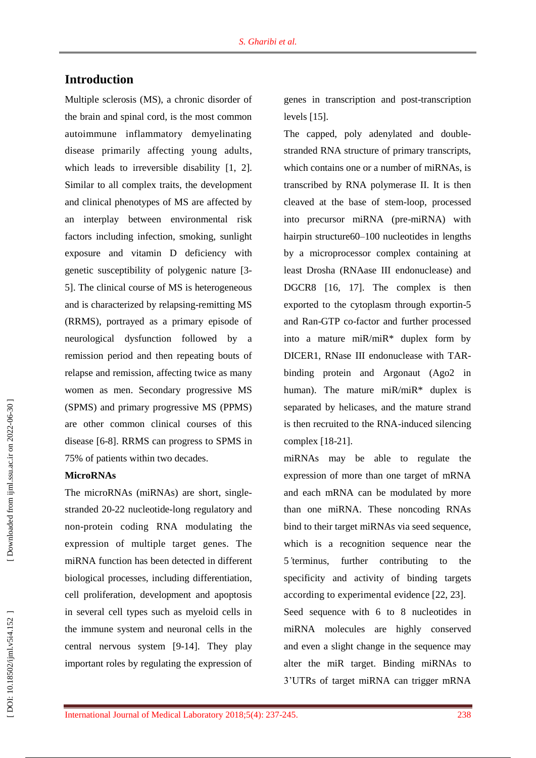# Introduction

Multiple sclerosis (MS), a chronic disorder of the brain and spinal cord, is the most common autoimmune inflammatory demyelinating disease primarily affecting young adults, which leads to irreversible disability [1, 2]. Similar to all complex traits, the development and clinical phenotypes of MS are affected by an interplay between environmental risk factors including infection, smoking, sunlight exposure and vitamin D deficiency with genetic susceptibility of polygenic nature [3-5]. The clinical course of MS is heterogeneous and is characterized by relapsing-remitting MS (RRMS), portrayed as a primary episode of neurological dysfunction followed by a remission period and then repeating bouts of relapse and remission, affecting twice as many women as men. Secondary progressive MS (SPMS) and primary progressive MS (PPMS) are other common clinical courses of this disease [6-8]. RRMS can progress to SPMS in 75% of patients within two decades.

**MicroRNAs**

The microRNAs (miRNAs) are short, single-stranded 20-22 nucleotide-long regulatory and non-protein coding RNA modulating the expression of multiple target genes. The miRNA function has been detected in different biological processes, including differentiation, cell proliferation, development and apoptosis in several cell types such as myeloid cells in the immune system and neuronal cells in the central nervous system [9-14]. They play important roles by regulating the expression of genes in transcription and post-transcription levels [15].

The capped, poly adenylated and double-stranded RNA structure of primary transcripts, which contains one or a number of miRNAs, is transcribed by RNA polymerase II. It is then cleaved at the base of stem-loop, processed into precursor miRNA (pre-miRNA) with hairpin structure60–100 nucleotides in lengths by a microprocessor complex containing at least Drosha (RNAase III endonuclease) and DGCR8 [16, 17]. The complex is then exported to the cytoplasm through exportin-5 and Ran-GTP co-factor and further processed into a mature miR/miR* duplex form by DICER1, RNase III endonuclease with TAR-binding protein and Argonaut (Ago2 in human). The mature miR/miR* duplex is separated by helicases, and the mature strand is then recruited to the RNA-induced silencing complex [18-21].

miRNAs may be able to regulate the expression of more than one target of mRNA and each mRNA can be modulated by more than one miRNA. These noncoding RNAs bind to their target miRNAs via seed sequence, which is a recognition sequence near the 5ʹterminus, further contributing to the specificity and activity of binding targets according to experimental evidence [22, 23].

Seed sequence with 6 to 8 nucleotides in miRNA molecules are highly conserved and even a slight change in the sequence may alter the miR target. Binding miRNAs to 3'UTRs of target miRNA can trigger mRNA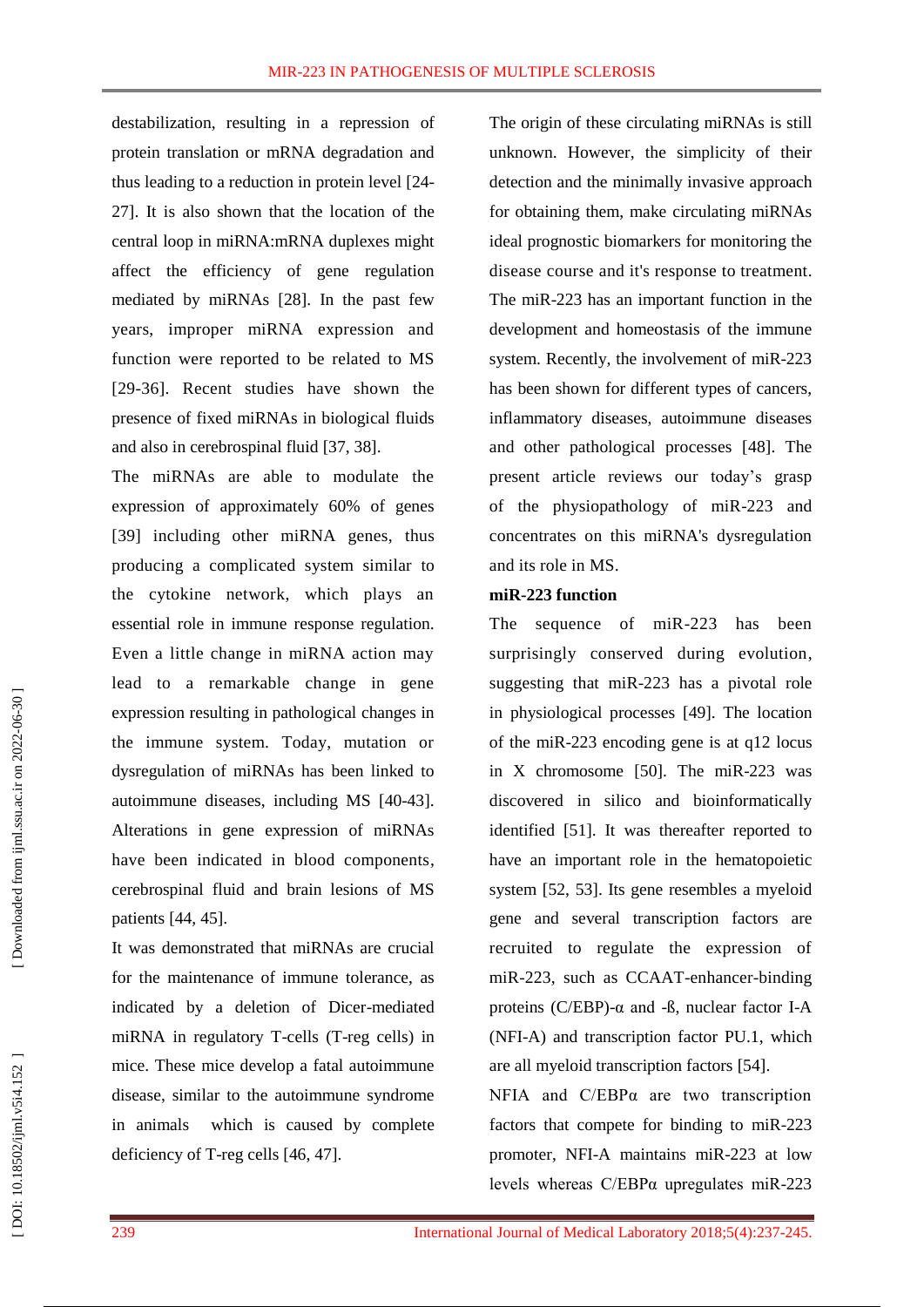destabilization, resulting in a repression of protein translation or mRNA degradation and thus leading to a reduction in protein level [24-27]. It is also shown that the location of the central loop in miRNA:mRNA duplexes might affect the efficiency of gene regulation mediated by miRNAs [28]. In the past few years, improper miRNA expression and function were reported to be related to MS [29-36]. Recent studies have shown the presence of fixed miRNAs in biological fluids and also in cerebrospinal fluid [37, 38].

The miRNAs are able to modulate the expression of approximately 60% of genes [39] including other miRNA genes, thus producing a complicated system similar to the cytokine network, which plays an essential role in immune response regulation. Even a little change in miRNA action may lead to a remarkable change in gene expression resulting in pathological changes in the immune system. Today, mutation or dysregulation of miRNAs has been linked to autoimmune diseases, including MS [40-43]. Alterations in gene expression of miRNAs have been indicated in blood components, cerebrospinal fluid and brain lesions of MS patients [44, 45].

It was demonstrated that miRNAs are crucial for the maintenance of immune tolerance, as indicated by a deletion of Dicer-mediated miRNA in regulatory T-cells (T-reg cells) in mice. These mice develop a fatal autoimmune disease, similar to the autoimmune syndrome in animals which is caused by complete deficiency of T-reg cells [46, 47].

The origin of these circulating miRNAs is still unknown. However, the simplicity of their detection and the minimally invasive approach for obtaining them, make circulating miRNAs ideal prognostic biomarkers for monitoring the disease course and it's response to treatment. The miR-223 has an important function in the development and homeostasis of the immune system. Recently, the involvement of miR-223 has been shown for different types of cancers, inflammatory diseases, autoimmune diseases and other pathological processes [48]. The present article reviews our today's grasp of the physiopathology of miR-223 and concentrates on this miRNA's dysregulation and its role in MS.

**miR-223 function**

The sequence of miR-223 has been surprisingly conserved during evolution, suggesting that miR-223 has a pivotal role in physiological processes [49]. The location of the miR-223 encoding gene is at q12 locus in X chromosome [50]. The miR-223 was discovered in silico and bioinformatically identified [51]. It was thereafter reported to have an important role in the hematopoietic system [52, 53]. Its gene resembles a myeloid gene and several transcription factors are recruited to regulate the expression of miR-223, such as CCAAT-enhancer-binding proteins (C/EBP)-α and -ß, nuclear factor I-A (NFI-A) and transcription factor PU.1, which are all myeloid transcription factors [54].

NFIA and C/EBPα are two transcription factors that compete for binding to miR-223 promoter, NFI-A maintains miR-223 at low levels whereas C/EBPα upregulates miR-223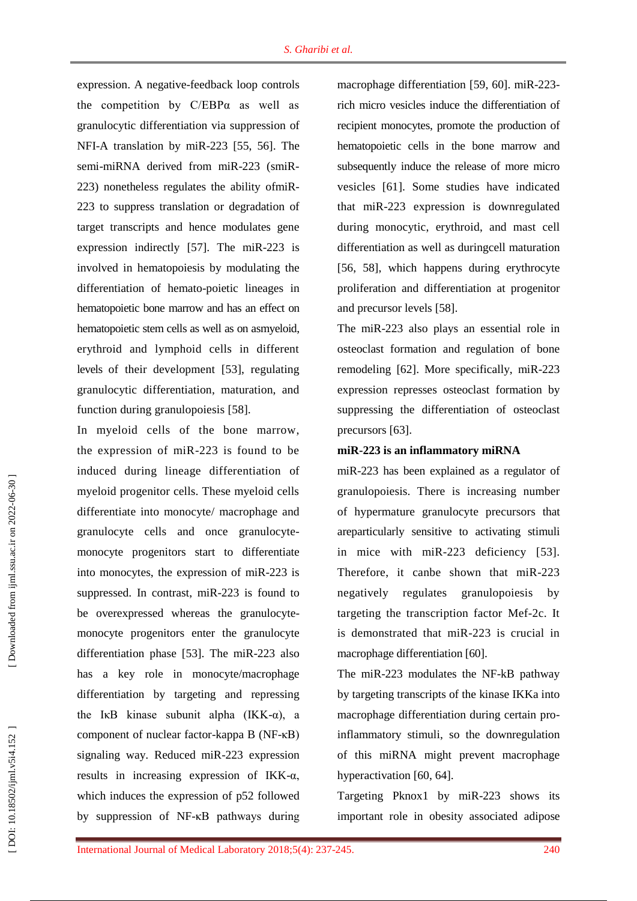expression. A negative-feedback loop controls the competition by C/EBPα as well as granulocytic differentiation via suppression of NFI-A translation by miR-223 [55, 56]. The semi-miRNA derived from miR-223 (smiR-223) nonetheless regulates the ability ofmiR-223 to suppress translation or degradation of target transcripts and hence modulates gene expression indirectly [57]. The miR-223 is involved in hematopoiesis by modulating the differentiation of hemato-poietic lineages in hematopoietic bone marrow and has an effect on hematopoietic stem cells as well as on asmyeloid, erythroid and lymphoid cells in different levels of their development [53], regulating granulocytic differentiation, maturation, and function during granulopoiesis [58].

In myeloid cells of the bone marrow, the expression of miR-223 is found to be induced during lineage differentiation of myeloid progenitor cells. These myeloid cells differentiate into monocyte/ macrophage and granulocyte cells and once granulocyte-monocyte progenitors start to differentiate into monocytes, the expression of miR-223 is suppressed. In contrast, miR-223 is found to be overexpressed whereas the granulocyte-monocyte progenitors enter the granulocyte differentiation phase [53]. The miR-223 also has a key role in monocyte/macrophage differentiation by targeting and repressing the IκB kinase subunit alpha (IKK-α), a component of nuclear factor-kappa B (NF-κB) signaling way. Reduced miR-223 expression results in increasing expression of IKK-α, which induces the expression of p52 followed by suppression of NF-κB pathways during macrophage differentiation [59, 60]. miR-223-rich micro vesicles induce the differentiation of recipient monocytes, promote the production of hematopoietic cells in the bone marrow and subsequently induce the release of more micro vesicles [61]. Some studies have indicated that miR-223 expression is downregulated during monocytic, erythroid, and mast cell differentiation as well as duringcell maturation [56, 58], which happens during erythrocyte proliferation and differentiation at progenitor and precursor levels [58].

The miR-223 also plays an essential role in osteoclast formation and regulation of bone remodeling [62]. More specifically, miR-223 expression represses osteoclast formation by suppressing the differentiation of osteoclast precursors [63].

**miR-223 is an inflammatory miRNA**

miR-223 has been explained as a regulator of granulopoiesis. There is increasing number of hypermature granulocyte precursors that areparticularly sensitive to activating stimuli in mice with miR-223 deficiency [53]. Therefore, it canbe shown that miR-223 negatively regulates granulopoiesis by targeting the transcription factor Mef-2c. It is demonstrated that miR-223 is crucial in macrophage differentiation [60].

The miR-223 modulates the NF-kB pathway by targeting transcripts of the kinase IKKa into macrophage differentiation during certain pro-inflammatory stimuli, so the downregulation of this miRNA might prevent macrophage hyperactivation [60, 64].

Targeting Pknox1 by miR-223 shows its important role in obesity associated adipose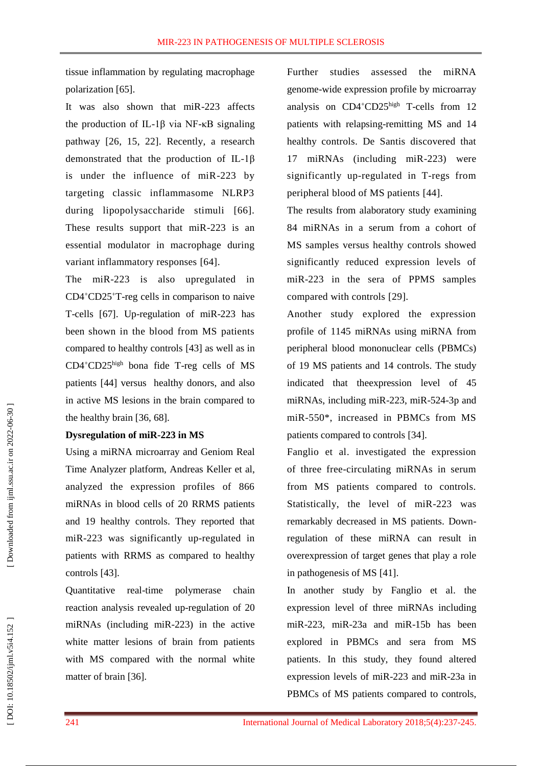tissue inflammation by regulating macrophage polarization [65].

It was also shown that miR-223 affects the production of IL-1β via NF-κB signaling pathway [26, 15, 22]. Recently, a research demonstrated that the production of IL-1β is under the influence of miR-223 by targeting classic inflammasome NLRP3 during lipopolysaccharide stimuli [66]. These results support that miR-223 is an essential modulator in macrophage during variant inflammatory responses [64].

The miR-223 is also upregulated in $CD4^{+}CD25^{+}$T-reg cells in comparison to naive T-cells [67]. Up-regulation of miR-223 has been shown in the blood from MS patients compared to healthy controls [43] as well as in $CD4^{+}CD25^{high}$ bona fide T-reg cells of MS patients [44] versus healthy donors, and also in active MS lesions in the brain compared to the healthy brain [36, 68].

**Dysregulation of miR-223 in MS**

Using a miRNA microarray and Geniom Real Time Analyzer platform, Andreas Keller et al, analyzed the expression profiles of 866 miRNAs in blood cells of 20 RRMS patients and 19 healthy controls. They reported that miR-223 was significantly up-regulated in patients with RRMS as compared to healthy controls [43].

Quantitative real-time polymerase chain reaction analysis revealed up-regulation of 20 miRNAs (including miR-223) in the active white matter lesions of brain from patients with MS compared with the normal white matter of brain [36].

Further studies assessed the miRNA genome-wide expression profile by microarray analysis on $CD4^{+}CD25^{high}$ T-cells from 12 patients with relapsing-remitting MS and 14 healthy controls. De Santis discovered that 17 miRNAs (including miR-223) were significantly up-regulated in T-regs from peripheral blood of MS patients [44].

The results from alaboratory study examining 84 miRNAs in a serum from a cohort of MS samples versus healthy controls showed significantly reduced expression levels of miR-223 in the sera of PPMS samples compared with controls [29].

Another study explored the expression profile of 1145 miRNAs using miRNA from peripheral blood mononuclear cells (PBMCs) of 19 MS patients and 14 controls. The study indicated that theexpression level of 45 miRNAs, including miR-223, miR-524-3p and miR-550*, increased in PBMCs from MS patients compared to controls [34].

Fanglio et al. investigated the expression of three free-circulating miRNAs in serum from MS patients compared to controls. Statistically, the level of miR-223 was remarkably decreased in MS patients. Down-regulation of these miRNA can result in overexpression of target genes that play a role in pathogenesis of MS [41].

In another study by Fanglio et al. the expression level of three miRNAs including miR-223, miR-23a and miR-15b has been explored in PBMCs and sera from MS patients. In this study, they found altered expression levels of miR-223 and miR-23a in PBMCs of MS patients compared to controls,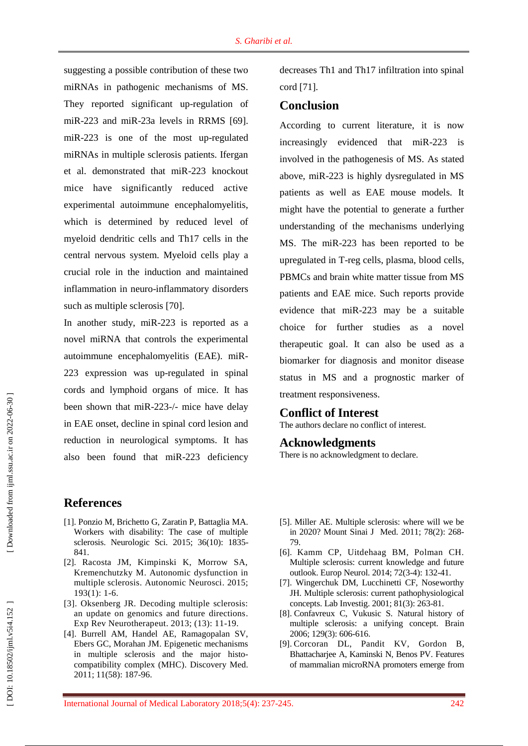suggesting a possible contribution of these two miRNAs in pathogenic mechanisms of MS. They reported significant up-regulation of miR-223 and miR-23a levels in RRMS [69]. miR-223 is one of the most up-regulated miRNAs in multiple sclerosis patients. Ifergan et al. demonstrated that miR-223 knockout mice have significantly reduced active experimental autoimmune encephalomyelitis, which is determined by reduced level of myeloid dendritic cells and Th17 cells in the central nervous system. Myeloid cells play a crucial role in the induction and maintained inflammation in neuro-inflammatory disorders such as multiple sclerosis [70].

In another study, miR-223 is reported as a novel miRNA that controls the experimental autoimmune encephalomyelitis (EAE). miR-223 expression was up-regulated in spinal cords and lymphoid organs of mice. It has been shown that miR-223-/- mice have delay in EAE onset, decline in spinal cord lesion and reduction in neurological symptoms. It has also been found that miR-223 deficiency decreases Th1 and Th17 infiltration into spinal cord [71].

## Conclusion

According to current literature, it is now increasingly evidenced that miR-223 is involved in the pathogenesis of MS. As stated above, miR-223 is highly dysregulated in MS patients as well as EAE mouse models. It might have the potential to generate a further understanding of the mechanisms underlying MS. The miR-223 has been reported to be upregulated in T-reg cells, plasma, blood cells, PBMCs and brain white matter tissue from MS patients and EAE mice. Such reports provide evidence that miR-223 may be a suitable choice for further studies as a novel therapeutic goal. It can also be used as a biomarker for diagnosis and monitor disease status in MS and a prognostic marker of treatment responsiveness.

## Conflict of Interest

The authors declare no conflict of interest.

## Acknowledgments

There is no acknowledgment to declare.

## References

[1]. Ponzio M, Brichetto G, Zaratin P, Battaglia MA. Workers with disability: The case of multiple sclerosis. Neurologic Sci. 2015; 36(10): 1835-841.

[2]. Racosta JM, Kimpinski K, Morrow SA, Kremenchutzky M. Autonomic dysfunction in multiple sclerosis. Autonomic Neurosci. 2015; 193(1): 1-6.

[3]. Oksenberg JR. Decoding multiple sclerosis: an update on genomics and future directions. Exp Rev Neurotherapeut. 2013; (13): 11-19.

[4]. Burrell AM, Handel AE, Ramagopalan SV, Ebers GC, Morahan JM. Epigenetic mechanisms in multiple sclerosis and the major histo-compatibility complex (MHC). Discovery Med. 2011; 11(58): 187-96.

[5]. Miller AE. Multiple sclerosis: where will we be in 2020? Mount Sinai J Med. 2011; 78(2): 268-79.

[6]. Kamm CP, Uitdehaag BM, Polman CH. Multiple sclerosis: current knowledge and future outlook. Europ Neurol. 2014; 72(3-4): 132-41.

[7]. Wingerchuk DM, Lucchinetti CF, Noseworthy JH. Multiple sclerosis: current pathophysiological concepts. Lab Investig. 2001; 81(3): 263-81.

[8]. Confavreux C, Vukusic S. Natural history of multiple sclerosis: a unifying concept. Brain 2006; 129(3): 606-616.

[9]. Corcoran DL, Pandit KV, Gordon B, Bhattacharjee A, Kaminski N, Benos PV. Features of mammalian microRNA promoters emerge from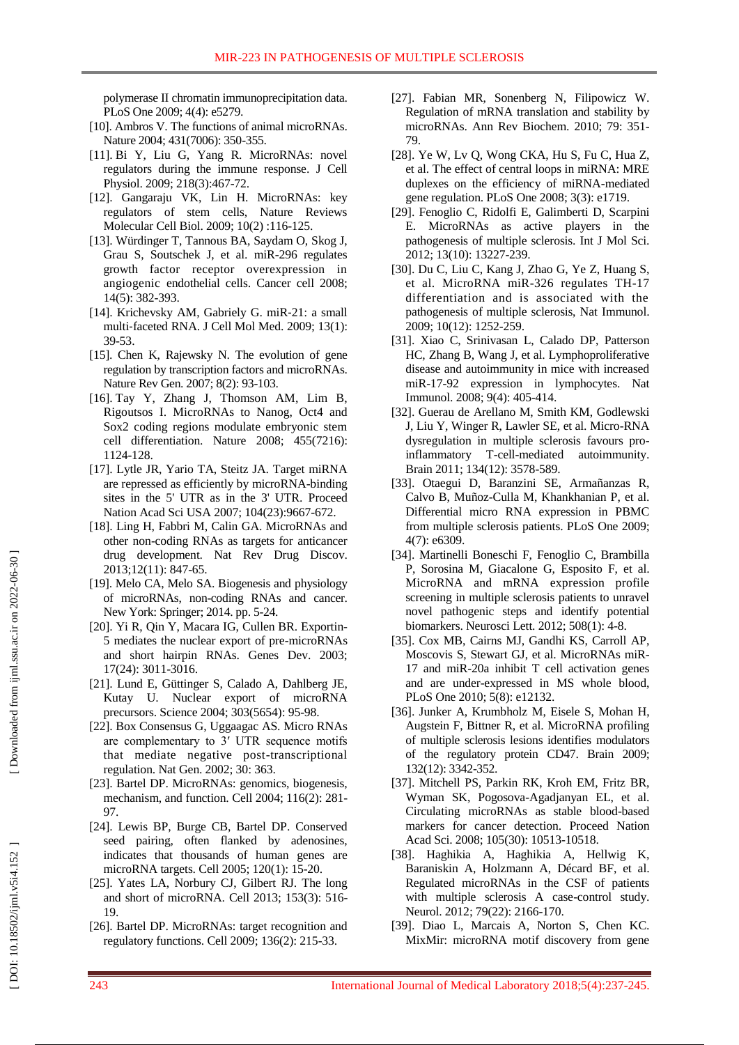polymerase II chromatin immunoprecipitation data. PLoS One 2009; 4(4): e5279.

[10]. Ambros V. The functions of animal microRNAs. Nature 2004; 431(7006): 350-355.

[11]. Bi Y, Liu G, Yang R. MicroRNAs: novel regulators during the immune response. J Cell Physiol. 2009; 218(3):467-72.

[12]. Gangaraju VK, Lin H. MicroRNAs: key regulators of stem cells, Nature Reviews Molecular Cell Biol. 2009; 10(2) :116-125.

[13]. Würdinger T, Tannous BA, Saydam O, Skog J, Grau S, Soutschek J, et al. miR-296 regulates growth factor receptor overexpression in angiogenic endothelial cells. Cancer cell 2008; 14(5): 382-393.

[14]. Krichevsky AM, Gabriely G. miR-21: a small multi-faceted RNA. J Cell Mol Med. 2009; 13(1): 39-53.

[15]. Chen K, Rajewsky N. The evolution of gene regulation by transcription factors and microRNAs. Nature Rev Gen. 2007; 8(2): 93-103.

[16]. Tay Y, Zhang J, Thomson AM, Lim B, Rigoutsos I. MicroRNAs to Nanog, Oct4 and Sox2 coding regions modulate embryonic stem cell differentiation. Nature 2008; 455(7216): 1124-128.

[17]. Lytle JR, Yario TA, Steitz JA. Target miRNA are repressed as efficiently by microRNA-binding sites in the 5' UTR as in the 3' UTR. Proceed Nation Acad Sci USA 2007; 104(23):9667-672.

[18]. Ling H, Fabbri M, Calin GA. MicroRNAs and other non-coding RNAs as targets for anticancer drug development. Nat Rev Drug Discov. 2013;12(11): 847-65.

[19]. Melo CA, Melo SA. Biogenesis and physiology of microRNAs, non-coding RNAs and cancer. New York: Springer; 2014. pp. 5-24.

[20]. Yi R, Qin Y, Macara IG, Cullen BR. Exportin-5 mediates the nuclear export of pre-microRNAs and short hairpin RNAs. Genes Dev. 2003; 17(24): 3011-3016.

[21]. Lund E, Güttinger S, Calado A, Dahlberg JE, Kutay U. Nuclear export of microRNA precursors. Science 2004; 303(5654): 95-98.

[22]. Box Consensus G, Uggaagac AS. Micro RNAs are complementary to 3′ UTR sequence motifs that mediate negative post-transcriptional regulation. Nat Gen. 2002; 30: 363.

[23]. Bartel DP. MicroRNAs: genomics, biogenesis, mechanism, and function. Cell 2004; 116(2): 281-97.

[24]. Lewis BP, Burge CB, Bartel DP. Conserved seed pairing, often flanked by adenosines, indicates that thousands of human genes are microRNA targets. Cell 2005; 120(1): 15-20.

[25]. Yates LA, Norbury CJ, Gilbert RJ. The long and short of microRNA. Cell 2013; 153(3): 516-19.

[26]. Bartel DP. MicroRNAs: target recognition and regulatory functions. Cell 2009; 136(2): 215-33.

[27]. Fabian MR, Sonenberg N, Filipowicz W. Regulation of mRNA translation and stability by microRNAs. Ann Rev Biochem. 2010; 79: 351-79.

[28]. Ye W, Lv Q, Wong CKA, Hu S, Fu C, Hua Z, et al. The effect of central loops in miRNA: MRE duplexes on the efficiency of miRNA-mediated gene regulation. PLoS One 2008; 3(3): e1719.

[29]. Fenoglio C, Ridolfi E, Galimberti D, Scarpini E. MicroRNAs as active players in the pathogenesis of multiple sclerosis. Int J Mol Sci. 2012; 13(10): 13227-239.

[30]. Du C, Liu C, Kang J, Zhao G, Ye Z, Huang S, et al. MicroRNA miR-326 regulates TH-17 differentiation and is associated with the pathogenesis of multiple sclerosis, Nat Immunol. 2009; 10(12): 1252-259.

[31]. Xiao C, Srinivasan L, Calado DP, Patterson HC, Zhang B, Wang J, et al. Lymphoproliferative disease and autoimmunity in mice with increased miR-17-92 expression in lymphocytes. Nat Immunol. 2008; 9(4): 405-414.

[32]. Guerau de Arellano M, Smith KM, Godlewski J, Liu Y, Winger R, Lawler SE, et al. Micro-RNA dysregulation in multiple sclerosis favours pro-inflammatory T-cell-mediated autoimmunity. Brain 2011; 134(12): 3578-589.

[33]. Otaegui D, Baranzini SE, Armañanzas R, Calvo B, Muñoz-Culla M, Khankhanian P, et al. Differential micro RNA expression in PBMC from multiple sclerosis patients. PLoS One 2009; 4(7): e6309.

[34]. Martinelli Boneschi F, Fenoglio C, Brambilla P, Sorosina M, Giacalone G, Esposito F, et al. MicroRNA and mRNA expression profile screening in multiple sclerosis patients to unravel novel pathogenic steps and identify potential biomarkers. Neurosci Lett. 2012; 508(1): 4-8.

[35]. Cox MB, Cairns MJ, Gandhi KS, Carroll AP, Moscovis S, Stewart GJ, et al. MicroRNAs miR-17 and miR-20a inhibit T cell activation genes and are under-expressed in MS whole blood, PLoS One 2010; 5(8): e12132.

[36]. Junker A, Krumbholz M, Eisele S, Mohan H, Augstein F, Bittner R, et al. MicroRNA profiling of multiple sclerosis lesions identifies modulators of the regulatory protein CD47. Brain 2009; 132(12): 3342-352.

[37]. Mitchell PS, Parkin RK, Kroh EM, Fritz BR, Wyman SK, Pogosova-Agadjanyan EL, et al. Circulating microRNAs as stable blood-based markers for cancer detection. Proceed Nation Acad Sci. 2008; 105(30): 10513-10518.

[38]. Haghikia A, Haghikia A, Hellwig K, Baraniskin A, Holzmann A, Décard BF, et al. Regulated microRNAs in the CSF of patients with multiple sclerosis A case-control study. Neurol. 2012; 79(22): 2166-170.

[39]. Diao L, Marcais A, Norton S, Chen KC. MixMir: microRNA motif discovery from gene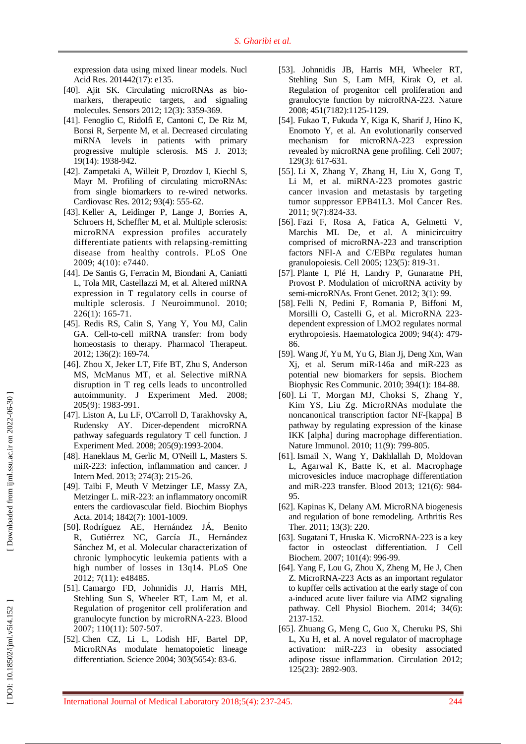expression data using mixed linear models. Nucl Acid Res. 201442(17): e135.

[40]. Ajit SK. Circulating microRNAs as biomarkers, therapeutic targets, and signaling molecules. Sensors 2012; 12(3): 3359-369.

[41]. Fenoglio C, Ridolfi E, Cantoni C, De Riz M, Bonsi R, Serpente M, et al. Decreased circulating miRNA levels in patients with primary progressive multiple sclerosis. MS J. 2013; 19(14): 1938-942.

[42]. Zampetaki A, Willeit P, Drozdov I, Kiechl S, Mayr M. Profiling of circulating microRNAs: from single biomarkers to re-wired networks. Cardiovasc Res. 2012; 93(4): 555-62.

[43]. Keller A, Leidinger P, Lange J, Borries A, Schroers H, Scheffler M, et al. Multiple sclerosis: microRNA expression profiles accurately differentiate patients with relapsing-remitting disease from healthy controls. PLoS One 2009; 4(10): e7440.

[44]. De Santis G, Ferracin M, Biondani A, Caniatti L, Tola MR, Castellazzi M, et al. Altered miRNA expression in T regulatory cells in course of multiple sclerosis. J Neuroimmunol. 2010; 226(1): 165-71.

[45]. Redis RS, Calin S, Yang Y, You MJ, Calin GA. Cell-to-cell miRNA transfer: from body homeostasis to therapy. Pharmacol Therapeut. 2012; 136(2): 169-74.

[46]. Zhou X, Jeker LT, Fife BT, Zhu S, Anderson MS, McManus MT, et al. Selective miRNA disruption in T reg cells leads to uncontrolled autoimmunity. J Experiment Med. 2008; 205(9): 1983-991.

[47]. Liston A, Lu LF, O'Carroll D, Tarakhovsky A, Rudensky AY. Dicer-dependent microRNA pathway safeguards regulatory T cell function. J Experiment Med. 2008; 205(9):1993-2004.

[48]. Haneklaus M, Gerlic M, O'Neill L, Masters S. miR-223: infection, inflammation and cancer. J Intern Med. 2013; 274(3): 215-26.

[49]. Taïbi F, Meuth V Metzinger LE, Massy ZA, Metzinger L. miR-223: an inflammatory oncomiR enters the cardiovascular field. Biochim Biophys Acta. 2014; 1842(7): 1001-1009.

[50]. Rodríguez AE, Hernández JÁ, Benito R, Gutiérrez NC, García JL, Hernández Sánchez M, et al. Molecular characterization of chronic lymphocytic leukemia patients with a high number of losses in 13q14. PLoS One 2012; 7(11): e48485.

[51]. Camargo FD, Johnnidis JJ, Harris MH, Stehling Sun S, Wheeler RT, Lam M, et al. Regulation of progenitor cell proliferation and granulocyte function by microRNA-223. Blood 2007; 110(11): 507-507.

[52]. Chen CZ, Li L, Lodish HF, Bartel DP, MicroRNAs modulate hematopoietic lineage differentiation. Science 2004; 303(5654): 83-6.

[53]. Johnnidis JB, Harris MH, Wheeler RT, Stehling Sun S, Lam MH, Kirak O, et al. Regulation of progenitor cell proliferation and granulocyte function by microRNA-223. Nature 2008; 451(7182):1125-1129.

[54]. Fukao T, Fukuda Y, Kiga K, Sharif J, Hino K, Enomoto Y, et al. An evolutionarily conserved mechanism for microRNA-223 expression revealed by microRNA gene profiling. Cell 2007; 129(3): 617-631.

[55]. Li X, Zhang Y, Zhang H, Liu X, Gong T, Li M, et al. miRNA-223 promotes gastric cancer invasion and metastasis by targeting tumor suppressor EPB41L3. Mol Cancer Res. 2011; 9(7):824-33.

[56]. Fazi F, Rosa A, Fatica A, Gelmetti V, Marchis ML De, et al. A minicircuitry comprised of microRNA-223 and transcription factors NFI-A and C/EBPα regulates human granulopoiesis. Cell 2005; 123(5): 819-31.

[57]. Plante I, Plé H, Landry P, Gunaratne PH, Provost P. Modulation of microRNA activity by semi-microRNAs. Front Genet. 2012; 3(1): 99.

[58]. Felli N, Pedini F, Romania P, Biffoni M, Morsilli O, Castelli G, et al. MicroRNA 223-dependent expression of LMO2 regulates normal erythropoiesis. Haematologica 2009; 94(4): 479-86.

[59]. Wang Jf, Yu M, Yu G, Bian Jj, Deng Xm, Wan Xj, et al. Serum miR-146a and miR-223 as potential new biomarkers for sepsis. Biochem Biophysic Res Communic. 2010; 394(1): 184-88.

[60]. Li T, Morgan MJ, Choksi S, Zhang Y, Kim YS, Liu Zg. MicroRNAs modulate the noncanonical transcription factor NF-[kappa] B pathway by regulating expression of the kinase IKK [alpha] during macrophage differentiation. Nature Immunol. 2010; 11(9): 799-805.

[61]. Ismail N, Wang Y, Dakhlallah D, Moldovan L, Agarwal K, Batte K, et al. Macrophage microvesicles induce macrophage differentiation and miR-223 transfer. Blood 2013; 121(6): 984-95.

[62]. Kapinas K, Delany AM. MicroRNA biogenesis and regulation of bone remodeling. Arthritis Res Ther. 2011; 13(3): 220.

[63]. Sugatani T, Hruska K. MicroRNA-223 is a key factor in osteoclast differentiation. J Cell Biochem. 2007; 101(4): 996-99.

[64]. Yang F, Lou G, Zhou X, Zheng M, He J, Chen Z. MicroRNA-223 Acts as an important regulator to kupffer cells activation at the early stage of con a-induced acute liver failure via AIM2 signaling pathway. Cell Physiol Biochem. 2014; 34(6): 2137-152.

[65]. Zhuang G, Meng C, Guo X, Cheruku PS, Shi L, Xu H, et al. A novel regulator of macrophage activation: miR-223 in obesity associated adipose tissue inflammation. Circulation 2012; 125(23): 2892-903.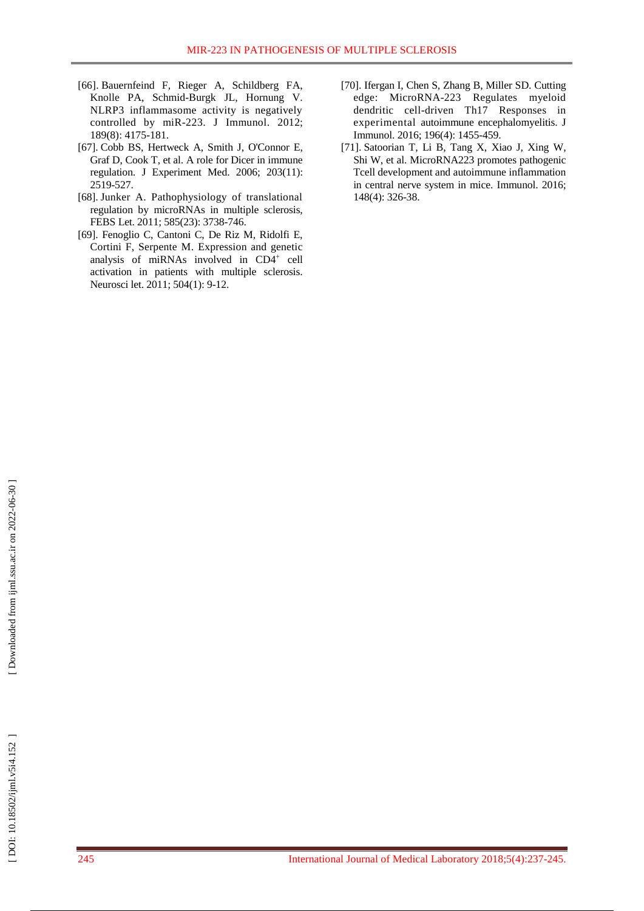[66]. Bauernfeind F, Rieger A, Schildberg FA, Knolle PA, Schmid-Burgk JL, Hornung V. NLRP3 inflammasome activity is negatively controlled by miR-223. J Immunol. 2012; 189(8): 4175-181.

[67]. Cobb BS, Hertweck A, Smith J, O'Connor E, Graf D, Cook T, et al. A role for Dicer in immune regulation. J Experiment Med. 2006; 203(11): 2519-527.

[68]. Junker A. Pathophysiology of translational regulation by microRNAs in multiple sclerosis, FEBS Let. 2011; 585(23): 3738-746.

[69]. Fenoglio C, Cantoni C, De Riz M, Ridolfi E, Cortini F, Serpente M. Expression and genetic analysis of miRNAs involved in $CD4^+$ cell activation in patients with multiple sclerosis. Neurosci let. 2011; 504(1): 9-12.

[70]. Ifergan I, Chen S, Zhang B, Miller SD. Cutting edge: MicroRNA-223 Regulates myeloid dendritic cell-driven Th17 Responses in experimental autoimmune encephalomyelitis. J Immunol. 2016; 196(4): 1455-459.

[71]. Satoorian T, Li B, Tang X, Xiao J, Xing W, Shi W, et al. MicroRNA223 promotes pathogenic Tcell development and autoimmune inflammation in central nerve system in mice. Immunol. 2016; 148(4): 326-38.